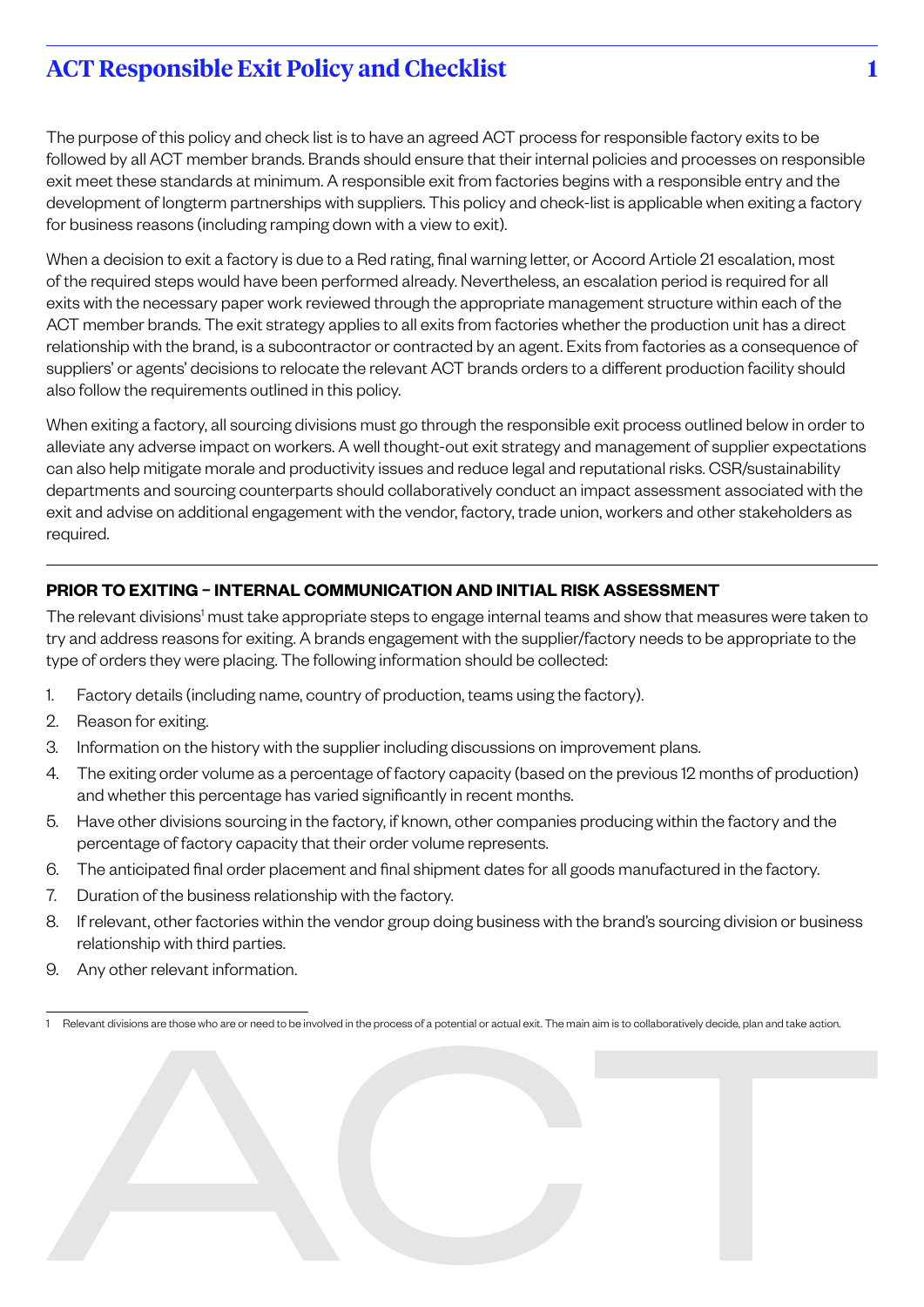# ACT Responsible Exit Policy and Checklist

The purpose of this policy and check list is to have an agreed ACT process for responsible factory exits to be followed by all ACT member brands. Brands should ensure that their internal policies and processes on responsible exit meet these standards at minimum. A responsible exit from factories begins with a responsible entry and the development of longterm partnerships with suppliers. This policy and check-list is applicable when exiting a factory for business reasons (including ramping down with a view to exit).

When a decision to exit a factory is due to a Red rating, final warning letter, or Accord Article 21 escalation, most of the required steps would have been performed already. Nevertheless, an escalation period is required for all exits with the necessary paper work reviewed through the appropriate management structure within each of the ACT member brands. The exit strategy applies to all exits from factories whether the production unit has a direct relationship with the brand, is a subcontractor or contracted by an agent. Exits from factories as a consequence of suppliers' or agents' decisions to relocate the relevant ACT brands orders to a different production facility should also follow the requirements outlined in this policy.

When exiting a factory, all sourcing divisions must go through the responsible exit process outlined below in order to alleviate any adverse impact on workers. A well thought-out exit strategy and management of supplier expectations can also help mitigate morale and productivity issues and reduce legal and reputational risks. CSR/sustainability departments and sourcing counterparts should collaboratively conduct an impact assessment associated with the exit and advise on additional engagement with the vendor, factory, trade union, workers and other stakeholders as required.

## PRIOR TO EXITING – INTERNAL COMMUNICATION AND INITIAL RISK ASSESSMENT

The relevant divisions[1] must take appropriate steps to engage internal teams and show that measures were taken to try and address reasons for exiting. A brands engagement with the supplier/factory needs to be appropriate to the type of orders they were placing. The following information should be collected:

1. Factory details (including name, country of production, teams using the factory).
2. Reason for exiting.
3. Information on the history with the supplier including discussions on improvement plans.
4. The exiting order volume as a percentage of factory capacity (based on the previous 12 months of production) and whether this percentage has varied significantly in recent months.
5. Have other divisions sourcing in the factory, if known, other companies producing within the factory and the percentage of factory capacity that their order volume represents.
6. The anticipated final order placement and final shipment dates for all goods manufactured in the factory.
7. Duration of the business relationship with the factory.
8. If relevant, other factories within the vendor group doing business with the brand's sourcing division or business relationship with third parties.
9. Any other relevant information.

[1] Relevant divisions are those who are or need to be involved in the process of a potential or actual exit. The main aim is to collaboratively decide, plan and take action.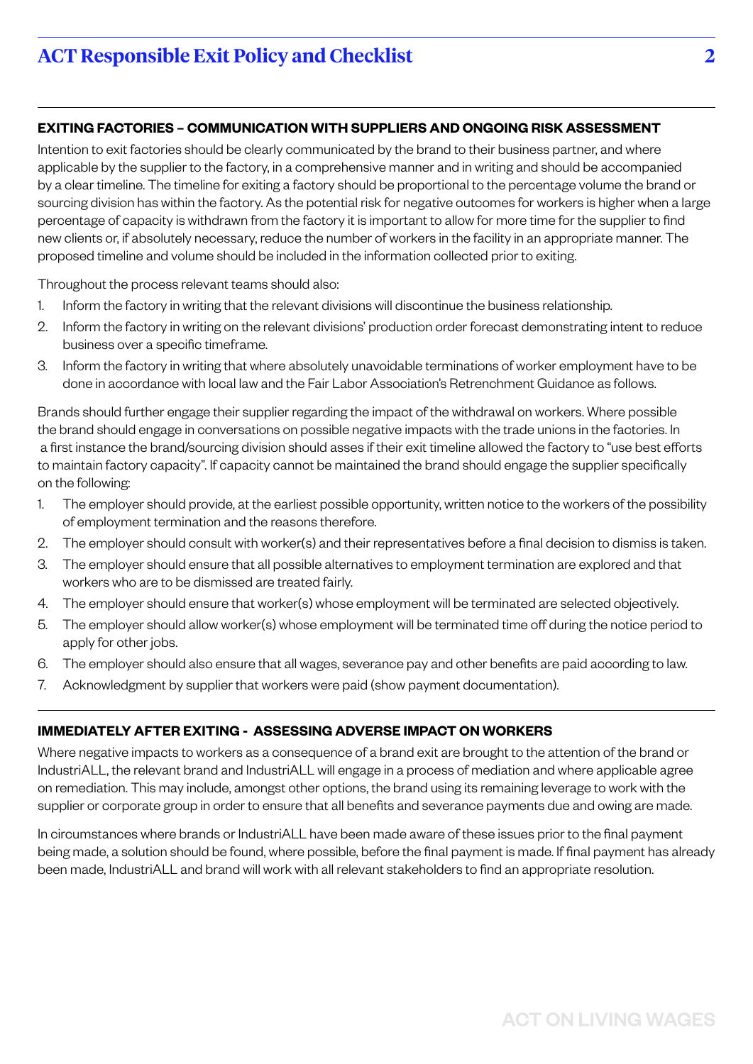## EXITING FACTORIES – COMMUNICATION WITH SUPPLIERS AND ONGOING RISK ASSESSMENT

Intention to exit factories should be clearly communicated by the brand to their business partner, and where applicable by the supplier to the factory, in a comprehensive manner and in writing and should be accompanied by a clear timeline. The timeline for exiting a factory should be proportional to the percentage volume the brand or sourcing division has within the factory. As the potential risk for negative outcomes for workers is higher when a large percentage of capacity is withdrawn from the factory it is important to allow for more time for the supplier to find new clients or, if absolutely necessary, reduce the number of workers in the facility in an appropriate manner. The proposed timeline and volume should be included in the information collected prior to exiting.

Throughout the process relevant teams should also:

1. Inform the factory in writing that the relevant divisions will discontinue the business relationship.
2. Inform the factory in writing on the relevant divisions' production order forecast demonstrating intent to reduce business over a specific timeframe.
3. Inform the factory in writing that where absolutely unavoidable terminations of worker employment have to be done in accordance with local law and the Fair Labor Association's Retrenchment Guidance as follows.

Brands should further engage their supplier regarding the impact of the withdrawal on workers. Where possible the brand should engage in conversations on possible negative impacts with the trade unions in the factories. In a first instance the brand/sourcing division should asses if their exit timeline allowed the factory to "use best efforts to maintain factory capacity". If capacity cannot be maintained the brand should engage the supplier specifically on the following:

1. The employer should provide, at the earliest possible opportunity, written notice to the workers of the possibility of employment termination and the reasons therefore.
2. The employer should consult with worker(s) and their representatives before a final decision to dismiss is taken.
3. The employer should ensure that all possible alternatives to employment termination are explored and that workers who are to be dismissed are treated fairly.
4. The employer should ensure that worker(s) whose employment will be terminated are selected objectively.
5. The employer should allow worker(s) whose employment will be terminated time off during the notice period to apply for other jobs.
6. The employer should also ensure that all wages, severance pay and other benefits are paid according to law.
7. Acknowledgment by supplier that workers were paid (show payment documentation).

## IMMEDIATELY AFTER EXITING - ASSESSING ADVERSE IMPACT ON WORKERS

Where negative impacts to workers as a consequence of a brand exit are brought to the attention of the brand or IndustriALL, the relevant brand and IndustriALL will engage in a process of mediation and where applicable agree on remediation. This may include, amongst other options, the brand using its remaining leverage to work with the supplier or corporate group in order to ensure that all benefits and severance payments due and owing are made.

In circumstances where brands or IndustriALL have been made aware of these issues prior to the final payment being made, a solution should be found, where possible, before the final payment is made. If final payment has already been made, IndustriALL and brand will work with all relevant stakeholders to find an appropriate resolution.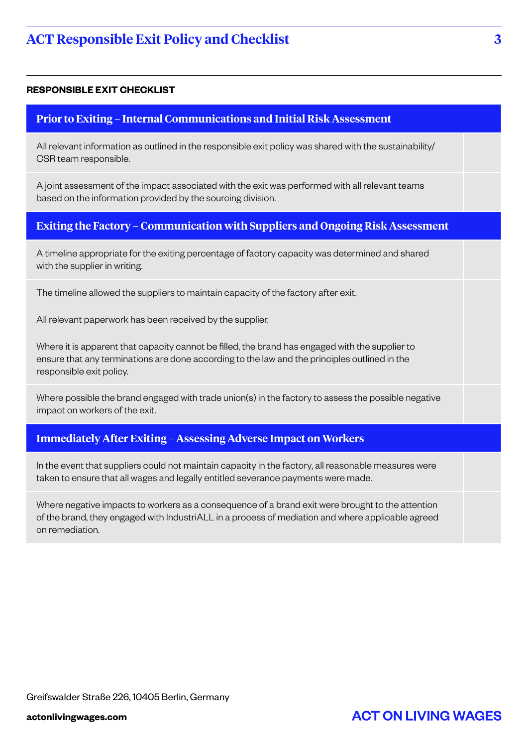**RESPONSIBLE EXIT CHECKLIST**

| | |
|---|---|
| **Prior to Exiting – Internal Communications and Initial Risk Assessment** | |
| All relevant information as outlined in the responsible exit policy was shared with the sustainability/ CSR team responsible. | |
| A joint assessment of the impact associated with the exit was performed with all relevant teams based on the information provided by the sourcing division. | |
| **Exiting the Factory – Communication with Suppliers and Ongoing Risk Assessment** | |
| A timeline appropriate for the exiting percentage of factory capacity was determined and shared with the supplier in writing. | |
| The timeline allowed the suppliers to maintain capacity of the factory after exit. | |
| All relevant paperwork has been received by the supplier. | |
| Where it is apparent that capacity cannot be filled, the brand has engaged with the supplier to ensure that any terminations are done according to the law and the principles outlined in the responsible exit policy. | |
| Where possible the brand engaged with trade union(s) in the factory to assess the possible negative impact on workers of the exit. | |
| **Immediately After Exiting – Assessing Adverse Impact on Workers** | |
| In the event that suppliers could not maintain capacity in the factory, all reasonable measures were taken to ensure that all wages and legally entitled severance payments were made. | |
| Where negative impacts to workers as a consequence of a brand exit were brought to the attention of the brand, they engaged with IndustriALL in a process of mediation and where applicable agreed on remediation. | |

Greifswalder Straße 226, 10405 Berlin, Germany

**actonlivingwages.com**

ACT ON LIVING WAGES